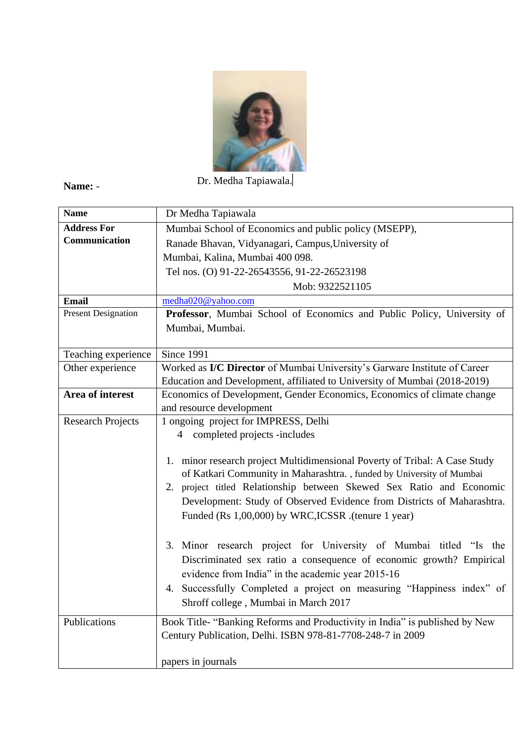**Name: -** Dr. Medha Tapiawala.

| **Name** | Dr Medha Tapiawala |
|---|---|
| **Address For Communication** | Mumbai School of Economics and public policy (MSEPP), Ranade Bhavan, Vidyanagari, Campus,University of Mumbai, Kalina, Mumbai 400 098.<br>Tel nos. (O) 91-22-26543556, 91-22-26523198<br>Mob: 9322521105 |
| **Email** | medha020@yahoo.com |
| Present Designation | **Professor**, Mumbai School of Economics and Public Policy, University of Mumbai, Mumbai. |
| Teaching experience | Since 1991 |
| Other experience | Worked as **I/C Director** of Mumbai University's Garware Institute of Career Education and Development, affiliated to University of Mumbai (2018-2019) |
| **Area of interest** | Economics of Development, Gender Economics, Economics of climate change and resource development |
| Research Projects | 1 ongoing project for IMPRESS, Delhi<br>4 completed projects -includes<br>1. minor research project Multidimensional Poverty of Tribal: A Case Study of Katkari Community in Maharashtra. , funded by University of Mumbai<br>2. project titled Relationship between Skewed Sex Ratio and Economic Development: Study of Observed Evidence from Districts of Maharashtra. Funded (Rs 1,00,000) by WRC,ICSSR .(tenure 1 year)<br>3. Minor research project for University of Mumbai titled "Is the Discriminated sex ratio a consequence of economic growth? Empirical evidence from India" in the academic year 2015-16<br>4. Successfully Completed a project on measuring "Happiness index" of Shroff college , Mumbai in March 2017 |
| Publications | Book Title- "Banking Reforms and Productivity in India" is published by New Century Publication, Delhi. ISBN 978-81-7708-248-7 in 2009<br><br>papers in journals |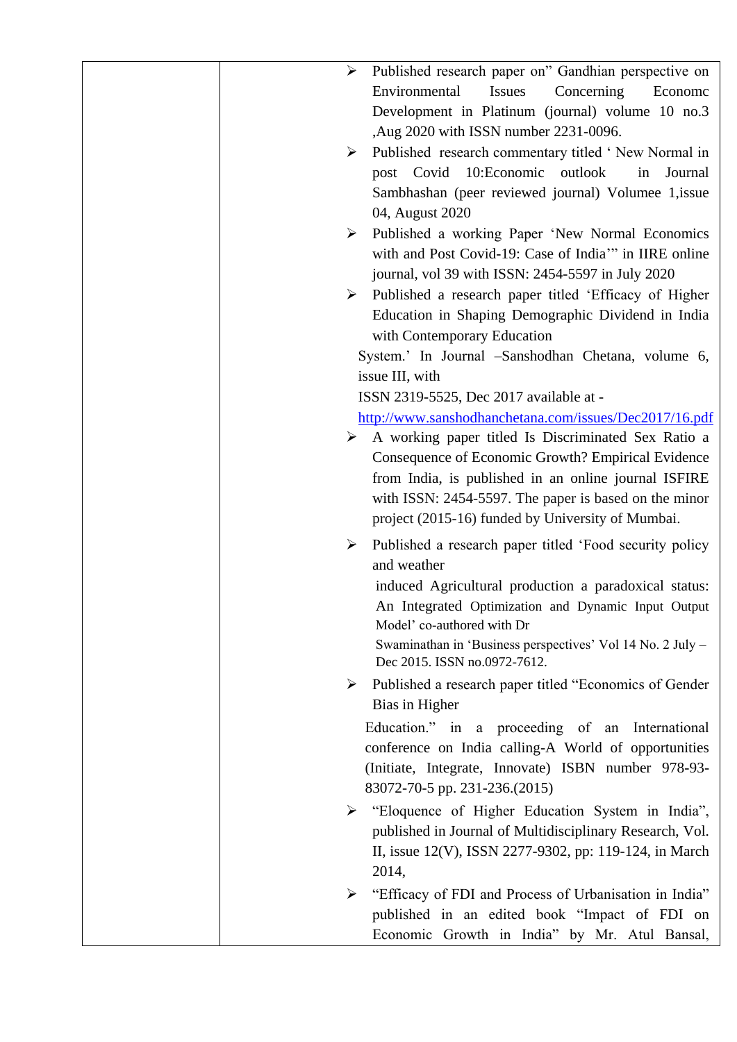| | | |
|---|---|---|
| | | ➢ Published research paper on" Gandhian perspective on Environmental Issues Concerning Economc Development in Platinum (journal) volume 10 no.3 ,Aug 2020 with ISSN number 2231-0096.<br>➢ Published research commentary titled ' New Normal in post Covid 10:Economic outlook in Journal Sambhashan (peer reviewed journal) Volumee 1,issue 04, August 2020<br>➢ Published a working Paper 'New Normal Economics with and Post Covid-19: Case of India'" in IIRE online journal, vol 39 with ISSN: 2454-5597 in July 2020<br>➢ Published a research paper titled 'Efficacy of Higher Education in Shaping Demographic Dividend in India with Contemporary Education System.' In Journal –Sanshodhan Chetana, volume 6, issue III, with ISSN 2319-5525, Dec 2017 available at - http://www.sanshodhanchetana.com/issues/Dec2017/16.pdf<br>➢ A working paper titled Is Discriminated Sex Ratio a Consequence of Economic Growth? Empirical Evidence from India, is published in an online journal ISFIRE with ISSN: 2454-5597. The paper is based on the minor project (2015-16) funded by University of Mumbai.<br>➢ Published a research paper titled 'Food security policy and weather induced Agricultural production a paradoxical status: An Integrated Optimization and Dynamic Input Output Model' co-authored with Dr Swaminathan in 'Business perspectives' Vol 14 No. 2 July – Dec 2015. ISSN no.0972-7612.<br>➢ Published a research paper titled "Economics of Gender Bias in Higher Education." in a proceeding of an International conference on India calling-A World of opportunities (Initiate, Integrate, Innovate) ISBN number 978-93-83072-70-5 pp. 231-236.(2015)<br>➢ "Eloquence of Higher Education System in India", published in Journal of Multidisciplinary Research, Vol. II, issue 12(V), ISSN 2277-9302, pp: 119-124, in March 2014,<br>➢ "Efficacy of FDI and Process of Urbanisation in India" published in an edited book "Impact of FDI on Economic Growth in India" by Mr. Atul Bansal, |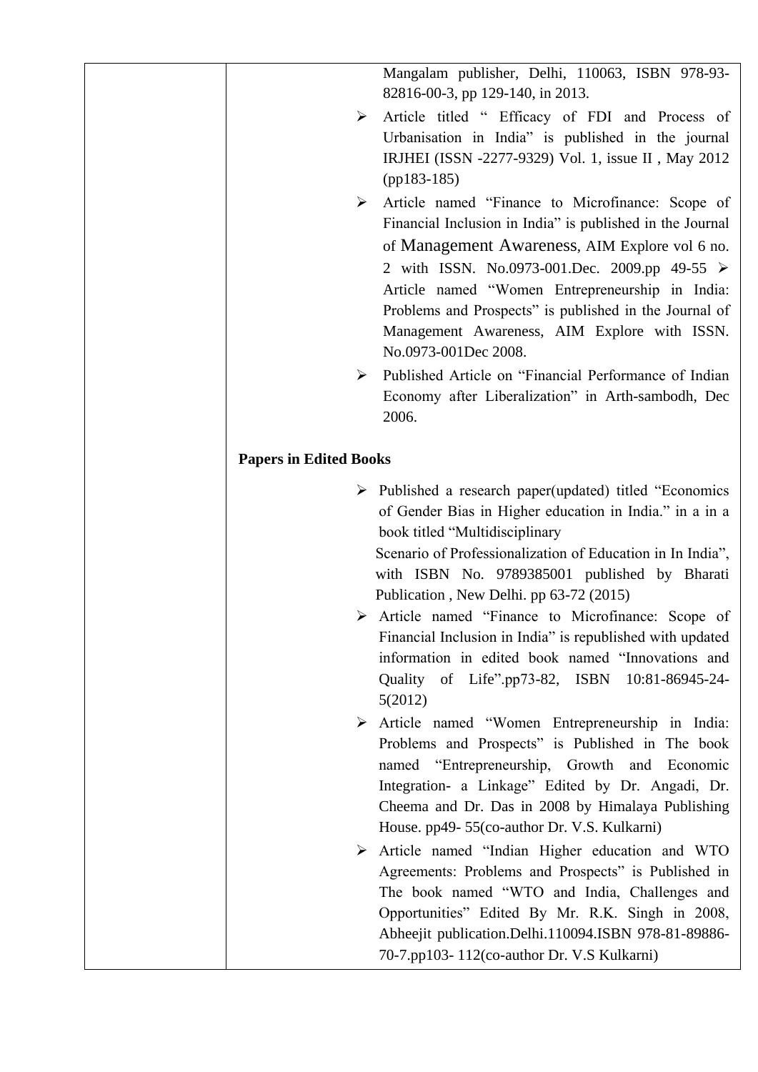Mangalam publisher, Delhi, 110063, ISBN 978-93-82816-00-3, pp 129-140, in 2013.

- Article titled " Efficacy of FDI and Process of Urbanisation in India" is published in the journal IRJHEI (ISSN -2277-9329) Vol. 1, issue II , May 2012 (pp183-185)
- Article named "Finance to Microfinance: Scope of Financial Inclusion in India" is published in the Journal of Management Awareness, AIM Explore vol 6 no. 2 with ISSN. No.0973-001.Dec. 2009.pp 49-55
- Article named "Women Entrepreneurship in India: Problems and Prospects" is published in the Journal of Management Awareness, AIM Explore with ISSN. No.0973-001Dec 2008.
- Published Article on "Financial Performance of Indian Economy after Liberalization" in Arth-sambodh, Dec 2006.

**Papers in Edited Books**

- Published a research paper(updated) titled "Economics of Gender Bias in Higher education in India." in a in a book titled "Multidisciplinary Scenario of Professionalization of Education in In India", with ISBN No. 9789385001 published by Bharati Publication , New Delhi. pp 63-72 (2015)
- Article named "Finance to Microfinance: Scope of Financial Inclusion in India" is republished with updated information in edited book named "Innovations and Quality of Life".pp73-82, ISBN 10:81-86945-24-5(2012)
- Article named "Women Entrepreneurship in India: Problems and Prospects" is Published in The book named "Entrepreneurship, Growth and Economic Integration- a Linkage" Edited by Dr. Angadi, Dr. Cheema and Dr. Das in 2008 by Himalaya Publishing House. pp49- 55(co-author Dr. V.S. Kulkarni)
- Article named "Indian Higher education and WTO Agreements: Problems and Prospects" is Published in The book named "WTO and India, Challenges and Opportunities" Edited By Mr. R.K. Singh in 2008, Abheejit publication.Delhi.110094.ISBN 978-81-89886-70-7.pp103- 112(co-author Dr. V.S Kulkarni)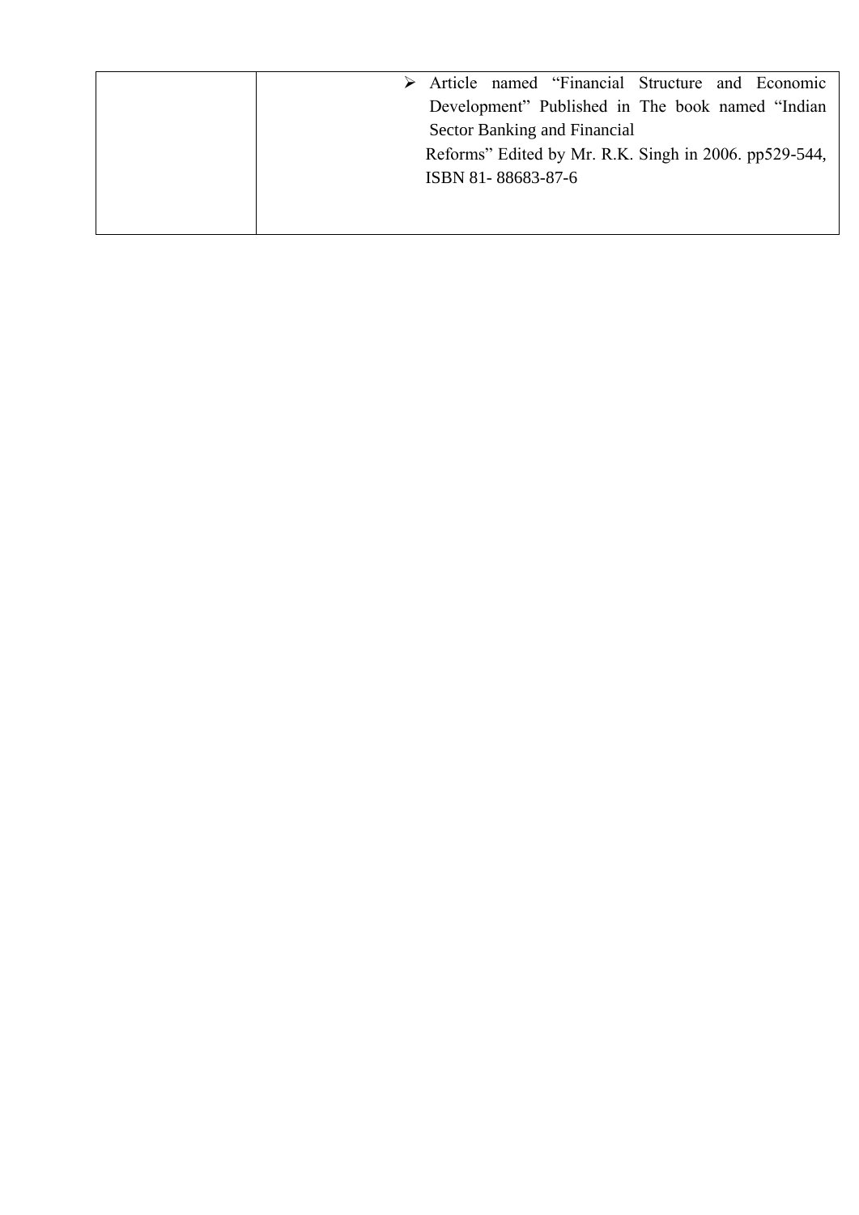| | |
|---|---|
| | ➢ Article named "Financial Structure and Economic Development" Published in The book named "Indian Sector Banking and Financial Reforms" Edited by Mr. R.K. Singh in 2006. pp529-544, ISBN 81- 88683-87-6 |